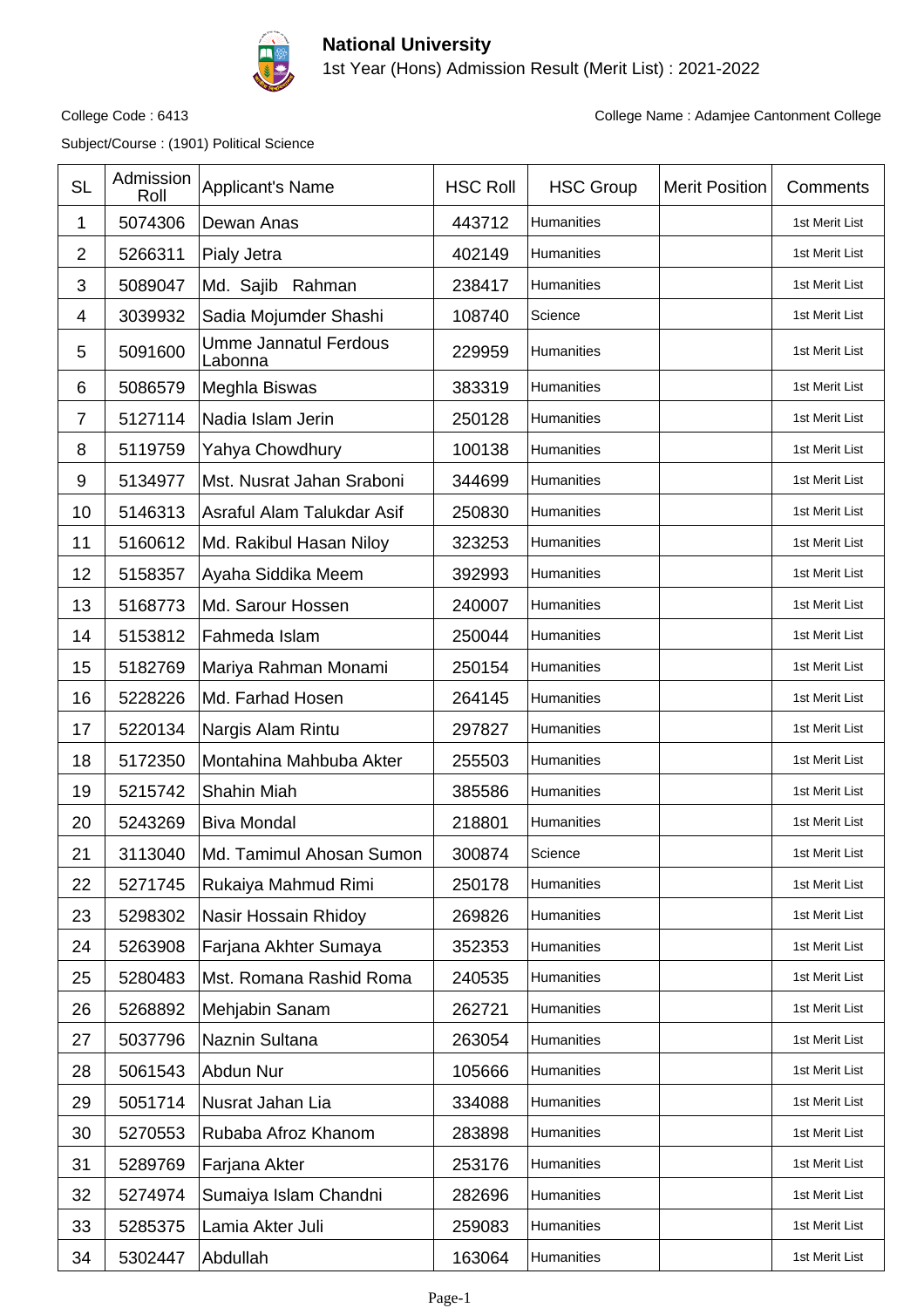# National University

1st Year (Hons) Admission Result (Merit List) : 2021-2022

College Code : 6413

College Name : Adamjee Cantonment College

Subject/Course : (1901) Political Science

| SL | Admission Roll | Applicant's Name | HSC Roll | HSC Group | Merit Position | Comments |
|---|---|---|---|---|---|---|
| 1 | 5074306 | Dewan Anas | 443712 | Humanities | | 1st Merit List |
| 2 | 5266311 | Pialy Jetra | 402149 | Humanities | | 1st Merit List |
| 3 | 5089047 | Md. Sajib Rahman | 238417 | Humanities | | 1st Merit List |
| 4 | 3039932 | Sadia Mojumder Shashi | 108740 | Science | | 1st Merit List |
| 5 | 5091600 | Umme Jannatul Ferdous Labonna | 229959 | Humanities | | 1st Merit List |
| 6 | 5086579 | Meghla Biswas | 383319 | Humanities | | 1st Merit List |
| 7 | 5127114 | Nadia Islam Jerin | 250128 | Humanities | | 1st Merit List |
| 8 | 5119759 | Yahya Chowdhury | 100138 | Humanities | | 1st Merit List |
| 9 | 5134977 | Mst. Nusrat Jahan Sraboni | 344699 | Humanities | | 1st Merit List |
| 10 | 5146313 | Asraful Alam Talukdar Asif | 250830 | Humanities | | 1st Merit List |
| 11 | 5160612 | Md. Rakibul Hasan Niloy | 323253 | Humanities | | 1st Merit List |
| 12 | 5158357 | Ayaha Siddika Meem | 392993 | Humanities | | 1st Merit List |
| 13 | 5168773 | Md. Sarour Hossen | 240007 | Humanities | | 1st Merit List |
| 14 | 5153812 | Fahmeda Islam | 250044 | Humanities | | 1st Merit List |
| 15 | 5182769 | Mariya Rahman Monami | 250154 | Humanities | | 1st Merit List |
| 16 | 5228226 | Md. Farhad Hosen | 264145 | Humanities | | 1st Merit List |
| 17 | 5220134 | Nargis Alam Rintu | 297827 | Humanities | | 1st Merit List |
| 18 | 5172350 | Montahina Mahbuba Akter | 255503 | Humanities | | 1st Merit List |
| 19 | 5215742 | Shahin Miah | 385586 | Humanities | | 1st Merit List |
| 20 | 5243269 | Biva Mondal | 218801 | Humanities | | 1st Merit List |
| 21 | 3113040 | Md. Tamimul Ahosan Sumon | 300874 | Science | | 1st Merit List |
| 22 | 5271745 | Rukaiya Mahmud Rimi | 250178 | Humanities | | 1st Merit List |
| 23 | 5298302 | Nasir Hossain Rhidoy | 269826 | Humanities | | 1st Merit List |
| 24 | 5263908 | Farjana Akhter Sumaya | 352353 | Humanities | | 1st Merit List |
| 25 | 5280483 | Mst. Romana Rashid Roma | 240535 | Humanities | | 1st Merit List |
| 26 | 5268892 | Mehjabin Sanam | 262721 | Humanities | | 1st Merit List |
| 27 | 5037796 | Naznin Sultana | 263054 | Humanities | | 1st Merit List |
| 28 | 5061543 | Abdun Nur | 105666 | Humanities | | 1st Merit List |
| 29 | 5051714 | Nusrat Jahan Lia | 334088 | Humanities | | 1st Merit List |
| 30 | 5270553 | Rubaba Afroz Khanom | 283898 | Humanities | | 1st Merit List |
| 31 | 5289769 | Farjana Akter | 253176 | Humanities | | 1st Merit List |
| 32 | 5274974 | Sumaiya Islam Chandni | 282696 | Humanities | | 1st Merit List |
| 33 | 5285375 | Lamia Akter Juli | 259083 | Humanities | | 1st Merit List |
| 34 | 5302447 | Abdullah | 163064 | Humanities | | 1st Merit List |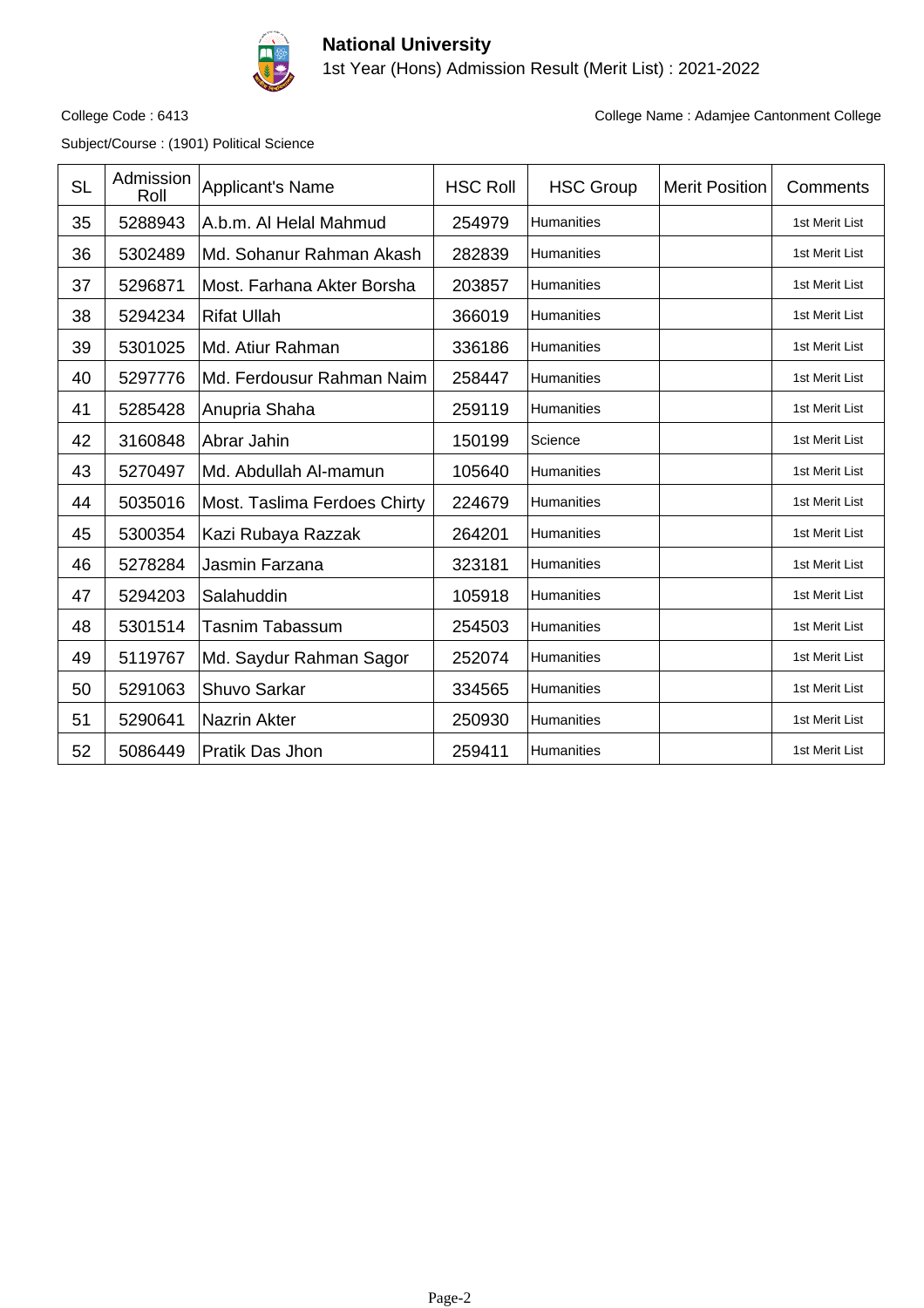# National University

1st Year (Hons) Admission Result (Merit List) : 2021-2022

College Code : 6413

College Name : Adamjee Cantonment College

Subject/Course : (1901) Political Science

| SL | Admission Roll | Applicant's Name | HSC Roll | HSC Group | Merit Position | Comments |
|---|---|---|---|---|---|---|
| 35 | 5288943 | A.b.m. Al Helal Mahmud | 254979 | Humanities | | 1st Merit List |
| 36 | 5302489 | Md. Sohanur Rahman Akash | 282839 | Humanities | | 1st Merit List |
| 37 | 5296871 | Most. Farhana Akter Borsha | 203857 | Humanities | | 1st Merit List |
| 38 | 5294234 | Rifat Ullah | 366019 | Humanities | | 1st Merit List |
| 39 | 5301025 | Md. Atiur Rahman | 336186 | Humanities | | 1st Merit List |
| 40 | 5297776 | Md. Ferdousur Rahman Naim | 258447 | Humanities | | 1st Merit List |
| 41 | 5285428 | Anupria Shaha | 259119 | Humanities | | 1st Merit List |
| 42 | 3160848 | Abrar Jahin | 150199 | Science | | 1st Merit List |
| 43 | 5270497 | Md. Abdullah Al-mamun | 105640 | Humanities | | 1st Merit List |
| 44 | 5035016 | Most. Taslima Ferdoes Chirty | 224679 | Humanities | | 1st Merit List |
| 45 | 5300354 | Kazi Rubaya Razzak | 264201 | Humanities | | 1st Merit List |
| 46 | 5278284 | Jasmin Farzana | 323181 | Humanities | | 1st Merit List |
| 47 | 5294203 | Salahuddin | 105918 | Humanities | | 1st Merit List |
| 48 | 5301514 | Tasnim Tabassum | 254503 | Humanities | | 1st Merit List |
| 49 | 5119767 | Md. Saydur Rahman Sagor | 252074 | Humanities | | 1st Merit List |
| 50 | 5291063 | Shuvo Sarkar | 334565 | Humanities | | 1st Merit List |
| 51 | 5290641 | Nazrin Akter | 250930 | Humanities | | 1st Merit List |
| 52 | 5086449 | Pratik Das Jhon | 259411 | Humanities | | 1st Merit List |